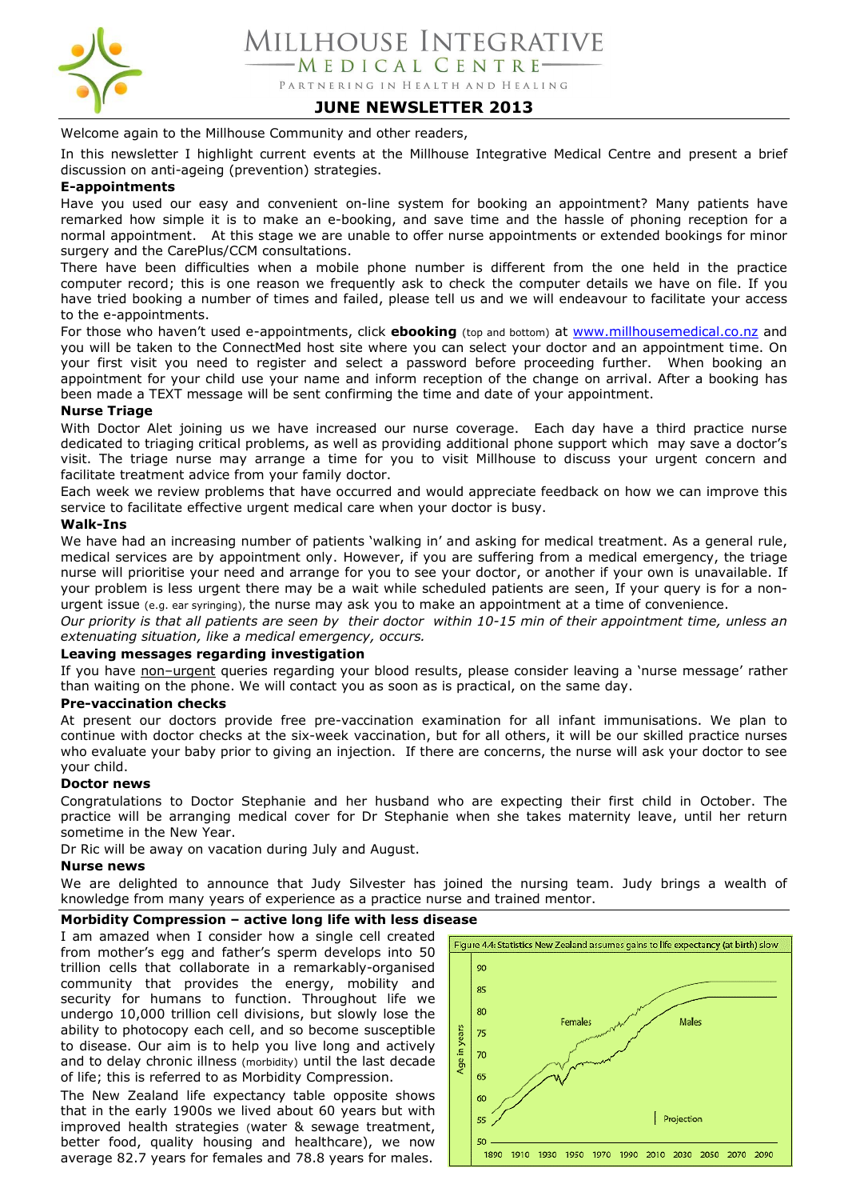# MILLHOUSE INTEGRATIVE MEDICAL CENTRE

PARTNERING IN HEALTH AND HEALING

## JUNE NEWSLETTER 2013

Welcome again to the Millhouse Community and other readers,

In this newsletter I highlight current events at the Millhouse Integrative Medical Centre and present a brief discussion on anti-ageing (prevention) strategies.

**E-appointments**

Have you used our easy and convenient on-line system for booking an appointment? Many patients have remarked how simple it is to make an e-booking, and save time and the hassle of phoning reception for a normal appointment. At this stage we are unable to offer nurse appointments or extended bookings for minor surgery and the CarePlus/CCM consultations.

There have been difficulties when a mobile phone number is different from the one held in the practice computer record; this is one reason we frequently ask to check the computer details we have on file. If you have tried booking a number of times and failed, please tell us and we will endeavour to facilitate your access to the e-appointments.

For those who haven't used e-appointments, click **ebooking** (top and bottom) at www.millhousemedical.co.nz and you will be taken to the ConnectMed host site where you can select your doctor and an appointment time. On your first visit you need to register and select a password before proceeding further. When booking an appointment for your child use your name and inform reception of the change on arrival. After a booking has been made a TEXT message will be sent confirming the time and date of your appointment.

**Nurse Triage**

With Doctor Alet joining us we have increased our nurse coverage. Each day have a third practice nurse dedicated to triaging critical problems, as well as providing additional phone support which may save a doctor's visit. The triage nurse may arrange a time for you to visit Millhouse to discuss your urgent concern and facilitate treatment advice from your family doctor.

Each week we review problems that have occurred and would appreciate feedback on how we can improve this service to facilitate effective urgent medical care when your doctor is busy.

**Walk-Ins**

We have had an increasing number of patients 'walking in' and asking for medical treatment. As a general rule, medical services are by appointment only. However, if you are suffering from a medical emergency, the triage nurse will prioritise your need and arrange for you to see your doctor, or another if your own is unavailable. If your problem is less urgent there may be a wait while scheduled patients are seen, If your query is for a non-urgent issue (e.g. ear syringing), the nurse may ask you to make an appointment at a time of convenience.

*Our priority is that all patients are seen by their doctor within 10-15 min of their appointment time, unless an extenuating situation, like a medical emergency, occurs.*

**Leaving messages regarding investigation**

If you have non–urgent queries regarding your blood results, please consider leaving a 'nurse message' rather than waiting on the phone. We will contact you as soon as is practical, on the same day.

**Pre-vaccination checks**

At present our doctors provide free pre-vaccination examination for all infant immunisations. We plan to continue with doctor checks at the six-week vaccination, but for all others, it will be our skilled practice nurses who evaluate your baby prior to giving an injection. If there are concerns, the nurse will ask your doctor to see your child.

**Doctor news**

Congratulations to Doctor Stephanie and her husband who are expecting their first child in October. The practice will be arranging medical cover for Dr Stephanie when she takes maternity leave, until her return sometime in the New Year.

Dr Ric will be away on vacation during July and August.

**Nurse news**

We are delighted to announce that Judy Silvester has joined the nursing team. Judy brings a wealth of knowledge from many years of experience as a practice nurse and trained mentor.

**Morbidity Compression – active long life with less disease**

I am amazed when I consider how a single cell created from mother's egg and father's sperm develops into 50 trillion cells that collaborate in a remarkably-organised community that provides the energy, mobility and security for humans to function. Throughout life we undergo 10,000 trillion cell divisions, but slowly lose the ability to photocopy each cell, and so become susceptible to disease. Our aim is to help you live long and actively and to delay chronic illness (morbidity) until the last decade of life; this is referred to as Morbidity Compression.

Figure 4.4: Statistics New Zealand assumes gains to life expectancy (at birth) slow

The New Zealand life expectancy table opposite shows that in the early 1900s we lived about 60 years but with improved health strategies (water & sewage treatment, better food, quality housing and healthcare), we now average 82.7 years for females and 78.8 years for males.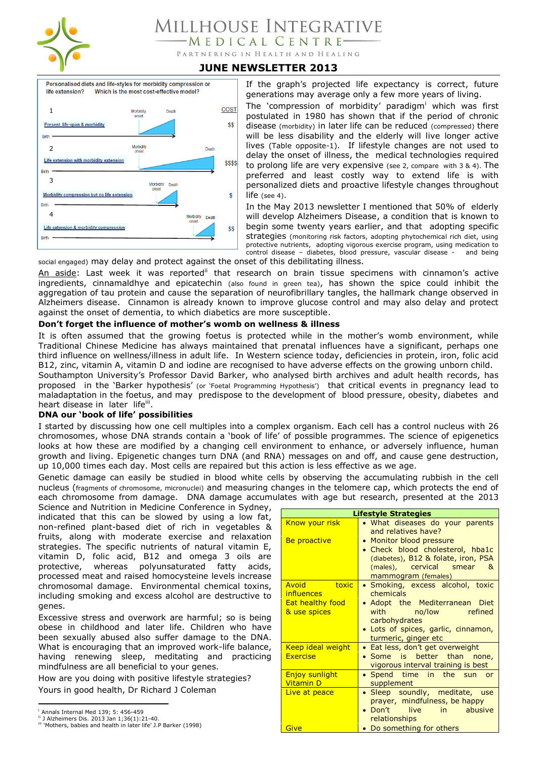# MILLHOUSE INTEGRATIVE MEDICAL CENTRE

PARTNERING IN HEALTH AND HEALING

## JUNE NEWSLETTER 2013

Personalised diets and life-styles for morbidity compression or life extension? Which is the most cost-effective model?

COST

1 Present life-span & morbidity — Birth — Morbidity onset — Death — $$

2 Life extension with morbidity extension — Birth — Morbidity onset — Death — $$$$

3 Morbidity compression but no life extension — Birth — Morbidity onset — Death — $

4 Life extension & morbidity compression — Birth — Morbidity onset — Death — $$

If the graph's projected life expectancy is correct, future generations may average only a few more years of living.

The 'compression of morbidity' paradigm[i] which was first postulated in 1980 has shown that if the period of chronic disease (morbidity) in later life can be reduced (compressed) there will be less disability and the elderly will live longer active lives (Table opposite-1). If lifestyle changes are not used to delay the onset of illness, the medical technologies required to prolong life are very expensive (see 2, compare with 3 & 4). The preferred and least costly way to extend life is with personalized diets and proactive lifestyle changes throughout life (see 4).

In the May 2013 newsletter I mentioned that 50% of elderly will develop Alzheimers Disease, a condition that is known to begin some twenty years earlier, and that adopting specific strategies (monitoring risk factors, adopting phytochemical rich diet, using protective nutrients, adopting vigorous exercise program, using medication to control disease – diabetes, blood pressure, vascular disease - and being social engaged) may delay and protect against the onset of this debilitating illness.

An aside: Last week it was reported[ii] that research on brain tissue specimens with cinnamon's active ingredients, cinnamaldhye and epicatechin (also found in green tea), has shown the spice could inhibit the aggregation of tau protein and cause the separation of neurofibrillary tangles, the hallmark change observed in Alzheimers disease. Cinnamon is already known to improve glucose control and may also delay and protect against the onset of dementia, to which diabetics are more susceptible.

### Don't forget the influence of mother's womb on wellness & illness

It is often assumed that the growing foetus is protected while in the mother's womb environment, while Traditional Chinese Medicine has always maintained that prenatal influences have a significant, perhaps one third influence on wellness/illness in adult life. In Western science today, deficiencies in protein, iron, folic acid B12, zinc, vitamin A, vitamin D and iodine are recognised to have adverse effects on the growing unborn child.

Southampton University's Professor David Barker, who analysed birth archives and adult health records, has proposed in the 'Barker hypothesis' (or 'Foetal Programming Hypothesis') that critical events in pregnancy lead to maladaptation in the foetus, and may predispose to the development of blood pressure, obesity, diabetes and heart disease in later life[iii].

### DNA our 'book of life' possibilities

I started by discussing how one cell multiples into a complex organism. Each cell has a control nucleus with 26 chromosomes, whose DNA strands contain a 'book of life' of possible programmes. The science of epigenetics looks at how these are modified by a changing cell environment to enhance, or adversely influence, human growth and living. Epigenetic changes turn DNA (and RNA) messages on and off, and cause gene destruction, up 10,000 times each day. Most cells are repaired but this action is less effective as we age.

Genetic damage can easily be studied in blood white cells by observing the accumulating rubbish in the cell nucleus (fragments of chromosome, micronuclei) and measuring changes in the telomere cap, which protects the end of each chromosome from damage. DNA damage accumulates with age but research, presented at the 2013 Science and Nutrition in Medicine Conference in Sydney, indicated that this can be slowed by using a low fat, non-refined plant-based diet of rich in vegetables & fruits, along with moderate exercise and relaxation strategies. The specific nutrients of natural vitamin E, vitamin D, folic acid, B12 and omega 3 oils are protective, whereas polyunsaturated fatty acids, processed meat and raised homocysteine levels increase chromosomal damage. Environmental chemical toxins, including smoking and excess alcohol are destructive to genes.

Excessive stress and overwork are harmful; so is being obese in childhood and later life. Children who have been sexually abused also suffer damage to the DNA. What is encouraging that an improved work-life balance, having renewing sleep, meditating and practicing mindfulness are all beneficial to your genes.

How are you doing with positive lifestyle strategies?

Yours in good health, Dr Richard J Coleman

| Lifestyle Strategies | |
|---|---|
| Know your risk | • What diseases do your parents and relatives have? |
| Be proactive | • Monitor blood pressure<br>• Check blood cholesterol, hba1c (diabetes), B12 & folate, iron, PSA (males), cervical smear & mammogram (females) |
| Avoid toxic influences | • Smoking, excess alcohol, toxic chemicals |
| Eat healthy food & use spices | • Adopt the Mediterranean Diet with no/low refined carbohydrates<br>• Lots of spices, garlic, cinnamon, turmeric, ginger etc |
| Keep ideal weight<br>Exercise | • Eat less, don't get overweight<br>• Some is better than none, vigorous interval training is best |
| Enjoy sunlight<br>Vitamin D | • Spend time in the sun or supplement |
| Live at peace | • Sleep soundly, meditate, use prayer, mindfulness, be happy<br>• Don't live in abusive relationships |
| Give | • Do something for others |

---

[i] Annals Internal Med 139; 5: 456-459

[ii] J Alzheimers Dis. 2013 Jan 1;36(1):21-40.

[iii] 'Mothers, babies and health in later life' J.P Barker (1998)